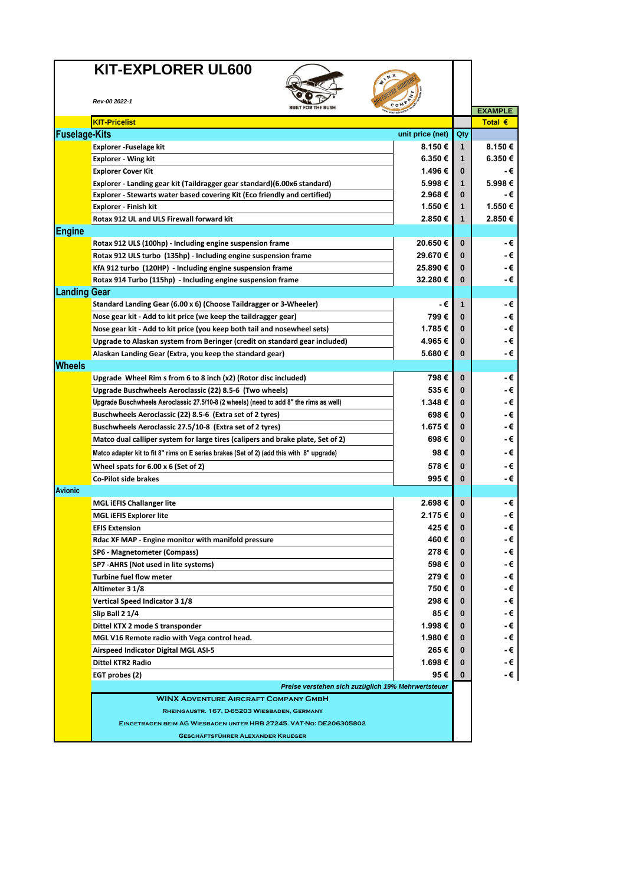# KIT-EXPLORER UL600

*Rev-00 2022-1*

| KIT-Pricelist | unit price (net) | Qty | EXAMPLE Total € |
|---|---|---|---|
| **Fuselage-Kits** | | | |
| Explorer -Fuselage kit | 8.150 € | 1 | 8.150 € |
| Explorer - Wing kit | 6.350 € | 1 | 6.350 € |
| Explorer Cover Kit | 1.496 € | 0 | - € |
| Explorer - Landing gear kit (Taildragger gear standard)(6.00x6 standard) | 5.998 € | 1 | 5.998 € |
| Explorer - Stewarts water based covering Kit (Eco friendly and certified) | 2.968 € | 0 | - € |
| Explorer - Finish kit | 1.550 € | 1 | 1.550 € |
| Rotax 912 UL and ULS Firewall forward kit | 2.850 € | 1 | 2.850 € |
| **Engine** | | | |
| Rotax 912 ULS (100hp) - Including engine suspension frame | 20.650 € | 0 | - € |
| Rotax 912 ULS turbo (135hp) - Including engine suspension frame | 29.670 € | 0 | - € |
| KfA 912 turbo (120HP) - Including engine suspension frame | 25.890 € | 0 | - € |
| Rotax 914 Turbo (115hp) - Including engine suspension frame | 32.280 € | 0 | - € |
| **Landing Gear** | | | |
| Standard Landing Gear (6.00 x 6) (Choose Taildragger or 3-Wheeler) | - € | 1 | - € |
| Nose gear kit - Add to kit price (we keep the taildragger gear) | 799 € | 0 | - € |
| Nose gear kit - Add to kit price (you keep both tail and nosewheel sets) | 1.785 € | 0 | - € |
| Upgrade to Alaskan system from Beringer (credit on standard gear included) | 4.965 € | 0 | - € |
| Alaskan Landing Gear (Extra, you keep the standard gear) | 5.680 € | 0 | - € |
| **Wheels** | | | |
| Upgrade Wheel Rim s from 6 to 8 inch (x2) (Rotor disc included) | 798 € | 0 | - € |
| Upgrade Buschwheels Aeroclassic (22) 8.5-6 (Two wheels) | 535 € | 0 | - € |
| Upgrade Buschwheels Aeroclassic 27.5/10-8 (2 wheels) (need to add 8" the rims as well) | 1.348 € | 0 | - € |
| Buschwheels Aeroclassic (22) 8.5-6 (Extra set of 2 tyres) | 698 € | 0 | - € |
| Buschwheels Aeroclassic 27.5/10-8 (Extra set of 2 tyres) | 1.675 € | 0 | - € |
| Matco dual calliper system for large tires (calipers and brake plate, Set of 2) | 698 € | 0 | - € |
| Matco adapter kit to fit 8" rims on E series brakes (Set of 2) (add this with 8" upgrade) | 98 € | 0 | - € |
| Wheel spats for 6.00 x 6 (Set of 2) | 578 € | 0 | - € |
| Co-Pilot side brakes | 995 € | 0 | - € |
| **Avionic** | | | |
| MGL iEFIS Challanger lite | 2.698 € | 0 | - € |
| MGL iEFIS Explorer lite | 2.175 € | 0 | - € |
| EFIS Extension | 425 € | 0 | - € |
| Rdac XF MAP - Engine monitor with manifold pressure | 460 € | 0 | - € |
| SP6 - Magnetometer (Compass) | 278 € | 0 | - € |
| SP7 -AHRS (Not used in lite systems) | 598 € | 0 | - € |
| Turbine fuel flow meter | 279 € | 0 | - € |
| Altimeter 3 1/8 | 750 € | 0 | - € |
| Vertical Speed Indicator 3 1/8 | 298 € | 0 | - € |
| Slip Ball 2 1/4 | 85 € | 0 | - € |
| Dittel KTX 2 mode S transponder | 1.998 € | 0 | - € |
| MGL V16 Remote radio with Vega control head. | 1.980 € | 0 | - € |
| Airspeed Indicator Digital MGL ASI-5 | 265 € | 0 | - € |
| Dittel KTR2 Radio | 1.698 € | 0 | - € |
| EGT probes (2) | 95 € | 0 | - € |

*Preise verstehen sich zuzüglich 19% Mehrwertsteuer*

**WINX ADVENTURE AIRCRAFT COMPANY GMBH**

RHEINGAUSTR. 167, D-65203 WIESBADEN, GERMANY

EINGETRAGEN BEIM AG WIESBADEN UNTER HRB 27245. VAT-NO: DE206305802

GESCHÄFTSFÜHRER ALEXANDER KRUEGER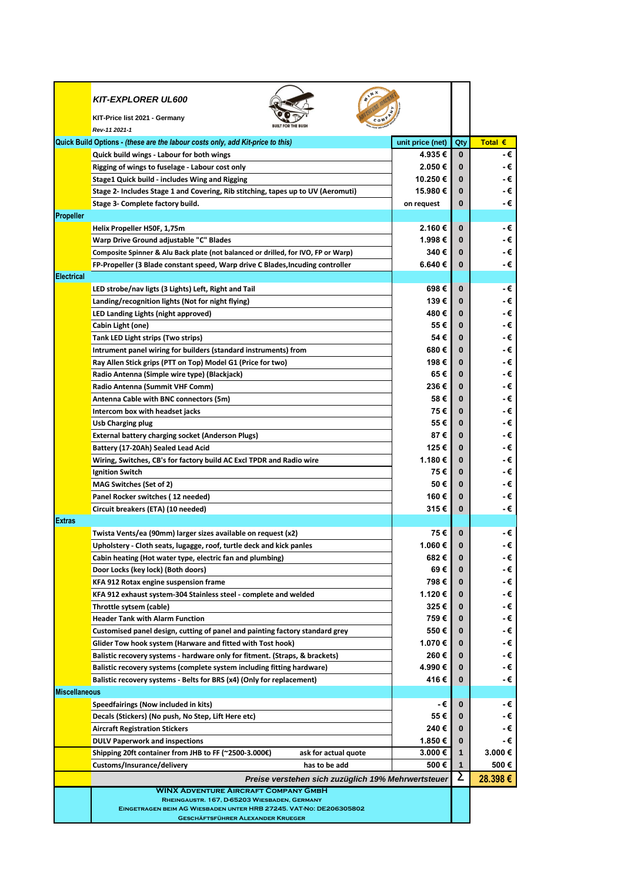*KIT-EXPLORER UL600*

KIT-Price list 2021 - Germany

*Rev-11 2021-1*

| *Quick Build Options - (these are the labour costs only, add Kit-price to this)* | | unit price (net) | Qty | Total € |
|---|---|---|---|---|
| | Quick build wings - Labour for both wings | 4.935 € | 0 | - € |
| | Rigging of wings to fuselage - Labour cost only | 2.050 € | 0 | - € |
| | Stage1 Quick build - includes Wing and Rigging | 10.250 € | 0 | - € |
| | Stage 2- Includes Stage 1 and Covering, Rib stitching, tapes up to UV (Aeromuti) | 15.980 € | 0 | - € |
| | Stage 3- Complete factory build. | on request | 0 | - € |
| **Propeller** | | | | |
| | Helix Propeller H50F, 1,75m | 2.160 € | 0 | - € |
| | Warp Drive Ground adjustable "C" Blades | 1.998 € | 0 | - € |
| | Composite Spinner & Alu Back plate (not balanced or drilled, for IVO, FP or Warp) | 340 € | 0 | - € |
| | FP-Propeller (3 Blade constant speed, Warp drive C Blades,Incuding controller | 6.640 € | 0 | - € |
| **Electrical** | | | | |
| | LED strobe/nav ligts (3 Lights) Left, Right and Tail | 698 € | 0 | - € |
| | Landing/recognition lights (Not for night flying) | 139 € | 0 | - € |
| | LED Landing Lights (night approved) | 480 € | 0 | - € |
| | Cabin Light (one) | 55 € | 0 | - € |
| | Tank LED Light strips (Two strips) | 54 € | 0 | - € |
| | Intrument panel wiring for builders (standard instruments) from | 680 € | 0 | - € |
| | Ray Allen Stick grips (PTT on Top) Model G1 (Price for two) | 198 € | 0 | - € |
| | Radio Antenna (Simple wire type) (Blackjack) | 65 € | 0 | - € |
| | Radio Antenna (Summit VHF Comm) | 236 € | 0 | - € |
| | Antenna Cable with BNC connectors (5m) | 58 € | 0 | - € |
| | Intercom box with headset jacks | 75 € | 0 | - € |
| | Usb Charging plug | 55 € | 0 | - € |
| | External battery charging socket (Anderson Plugs) | 87 € | 0 | - € |
| | Battery (17-20Ah) Sealed Lead Acid | 125 € | 0 | - € |
| | Wiring, Switches, CB's for factory build AC Excl TPDR and Radio wire | 1.180 € | 0 | - € |
| | Ignition Switch | 75 € | 0 | - € |
| | MAG Switches (Set of 2) | 50 € | 0 | - € |
| | Panel Rocker switches ( 12 needed) | 160 € | 0 | - € |
| | Circuit breakers (ETA) (10 needed) | 315 € | 0 | - € |
| **Extras** | | | | |
| | Twista Vents/ea (90mm) larger sizes available on request (x2) | 75 € | 0 | - € |
| | Upholstery - Cloth seats, lugagge, roof, turtle deck and kick panles | 1.060 € | 0 | - € |
| | Cabin heating (Hot water type, electric fan and plumbing) | 682 € | 0 | - € |
| | Door Locks (key lock) (Both doors) | 69 € | 0 | - € |
| | KFA 912 Rotax engine suspension frame | 798 € | 0 | - € |
| | KFA 912 exhaust system-304 Stainless steel - complete and welded | 1.120 € | 0 | - € |
| | Throttle sytsem (cable) | 325 € | 0 | - € |
| | Header Tank with Alarm Function | 759 € | 0 | - € |
| | Customised panel design, cutting of panel and painting factory standard grey | 550 € | 0 | - € |
| | Glider Tow hook system (Harware and fitted with Tost hook) | 1.070 € | 0 | - € |
| | Balistic recovery systems - hardware only for fitment. (Straps, & brackets) | 260 € | 0 | - € |
| | Balistic recovery systems (complete system including fitting hardware) | 4.990 € | 0 | - € |
| | Balistic recovery systems - Belts for BRS (x4) (Only for replacement) | 416 € | 0 | - € |
| **Miscellaneous** | | | | |
| | Speedfairings (Now included in kits) | - € | 0 | - € |
| | Decals (Stickers) (No push, No Step, Lift Here etc) | 55 € | 0 | - € |
| | Aircraft Registration Stickers | 240 € | 0 | - € |
| | DULV Paperwork and inspections | 1.850 € | 0 | - € |
| | Shipping 20ft container from JHB to FF (~2500-3.000€) ask for actual quote | 3.000 € | 1 | 3.000 € |
| | Customs/Insurance/delivery has to be add | 500 € | 1 | 500 € |
| | *Preise verstehen sich zuzüglich 19% Mehrwertsteuer* | | Σ | **28.398 €** |

**WINX ADVENTURE AIRCRAFT COMPANY GMBH**
RHEINGAUSTR. 167, D-65203 WIESBADEN, GERMANY
EINGETRAGEN BEIM AG WIESBADEN UNTER HRB 27245. VAT-NO: DE206305802
GESCHÄFTSFÜHRER ALEXANDER KRUEGER